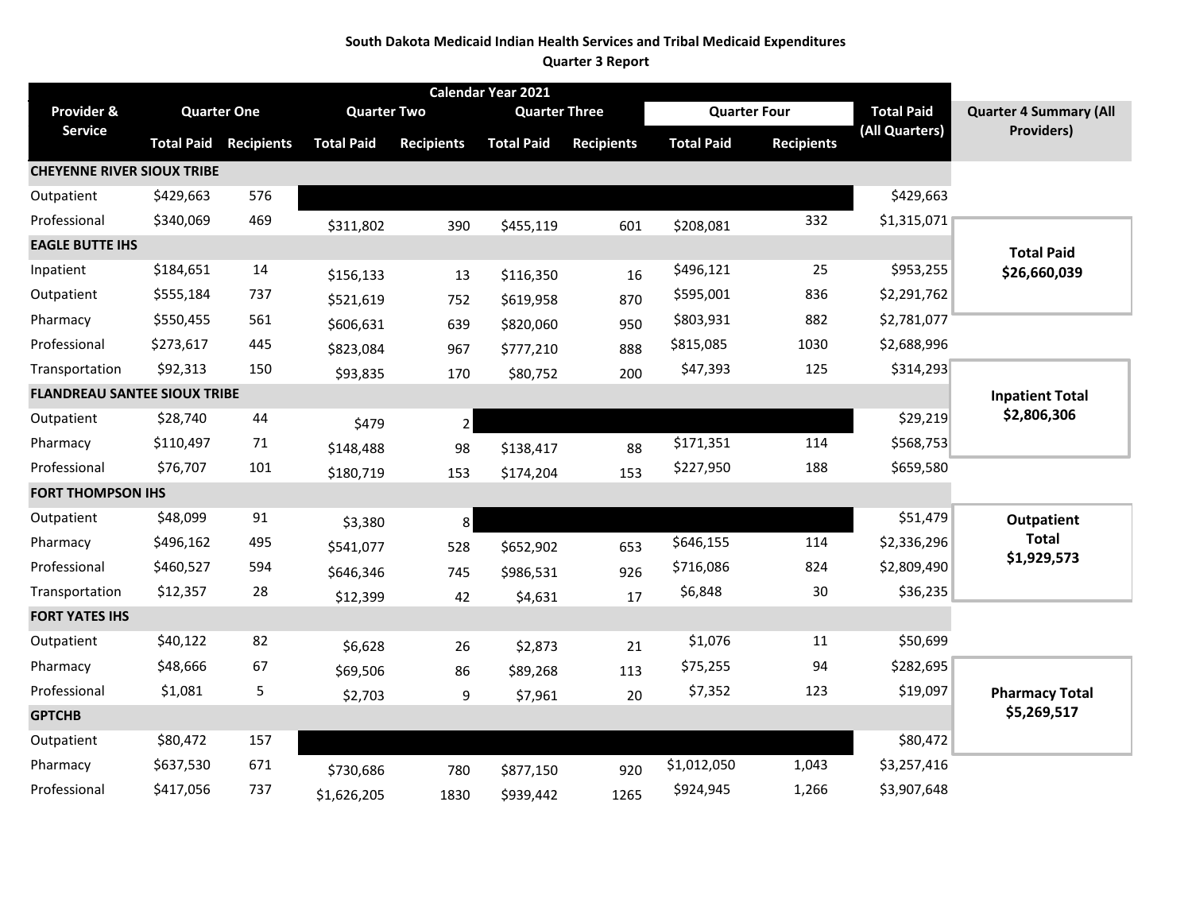**South Dakota Medicaid Indian Health Services and Tribal Medicaid Expenditures**

**Quarter 3 Report**

| Provider & Service | Calendar Year 2021 | | | | | | | | Total Paid (All Quarters) |
|---|---|---|---|---|---|---|---|---|---|
| | Quarter One | | Quarter Two | | Quarter Three | | Quarter Four | | |
| | Total Paid | Recipients | Total Paid | Recipients | Total Paid | Recipients | Total Paid | Recipients | |
| **CHEYENNE RIVER SIOUX TRIBE** | | | | | | | | | |
| Outpatient | $429,663 | 576 | | | | | | | $429,663 |
| Professional | $340,069 | 469 | $311,802 | 390 | $455,119 | 601 | $208,081 | 332 | $1,315,071 |
| **EAGLE BUTTE IHS** | | | | | | | | | |
| Inpatient | $184,651 | 14 | $156,133 | 13 | $116,350 | 16 | $496,121 | 25 | $953,255 |
| Outpatient | $555,184 | 737 | $521,619 | 752 | $619,958 | 870 | $595,001 | 836 | $2,291,762 |
| Pharmacy | $550,455 | 561 | $606,631 | 639 | $820,060 | 950 | $803,931 | 882 | $2,781,077 |
| Professional | $273,617 | 445 | $823,084 | 967 | $777,210 | 888 | $815,085 | 1030 | $2,688,996 |
| Transportation | $92,313 | 150 | $93,835 | 170 | $80,752 | 200 | $47,393 | 125 | $314,293 |
| **FLANDREAU SANTEE SIOUX TRIBE** | | | | | | | | | |
| Outpatient | $28,740 | 44 | $479 | 2 | | | | | $29,219 |
| Pharmacy | $110,497 | 71 | $148,488 | 98 | $138,417 | 88 | $171,351 | 114 | $568,753 |
| Professional | $76,707 | 101 | $180,719 | 153 | $174,204 | 153 | $227,950 | 188 | $659,580 |
| **FORT THOMPSON IHS** | | | | | | | | | |
| Outpatient | $48,099 | 91 | $3,380 | 8 | | | | | $51,479 |
| Pharmacy | $496,162 | 495 | $541,077 | 528 | $652,902 | 653 | $646,155 | 114 | $2,336,296 |
| Professional | $460,527 | 594 | $646,346 | 745 | $986,531 | 926 | $716,086 | 824 | $2,809,490 |
| Transportation | $12,357 | 28 | $12,399 | 42 | $4,631 | 17 | $6,848 | 30 | $36,235 |
| **FORT YATES IHS** | | | | | | | | | |
| Outpatient | $40,122 | 82 | $6,628 | 26 | $2,873 | 21 | $1,076 | 11 | $50,699 |
| Pharmacy | $48,666 | 67 | $69,506 | 86 | $89,268 | 113 | $75,255 | 94 | $282,695 |
| Professional | $1,081 | 5 | $2,703 | 9 | $7,961 | 20 | $7,352 | 123 | $19,097 |
| **GPTCHB** | | | | | | | | | |
| Outpatient | $80,472 | 157 | | | | | | | $80,472 |
| Pharmacy | $637,530 | 671 | $730,686 | 780 | $877,150 | 920 | $1,012,050 | 1,043 | $3,257,416 |
| Professional | $417,056 | 737 | $1,626,205 | 1830 | $939,442 | 1265 | $924,945 | 1,266 | $3,907,648 |

**Quarter 4 Summary (All Providers)**

| | |
|---|---|
| **Total Paid** | **$26,660,039** |
| **Inpatient Total** | **$2,806,306** |
| **Outpatient Total** | **$1,929,573** |
| **Pharmacy Total** | **$5,269,517** |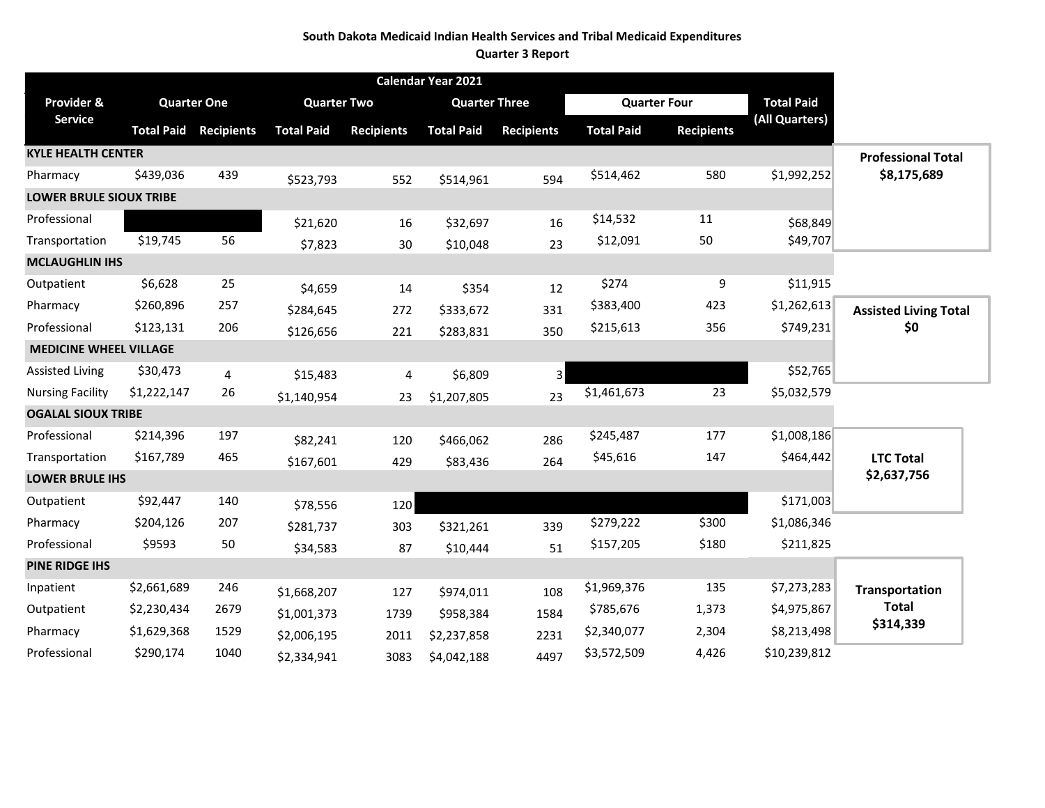**South Dakota Medicaid Indian Health Services and Tribal Medicaid Expenditures**
**Quarter 3 Report**

| Provider & Service | Calendar Year 2021 | | | | | | | | |
|---|---|---|---|---|---|---|---|---|---|
| | Quarter One | | Quarter Two | | Quarter Three | | Quarter Four | | Total Paid (All Quarters) |
| | Total Paid | Recipients | Total Paid | Recipients | Total Paid | Recipients | Total Paid | Recipients | |
| **KYLE HEALTH CENTER** | | | | | | | | | |
| Pharmacy | $439,036 | 439 | $523,793 | 552 | $514,961 | 594 | $514,462 | 580 | $1,992,252 |
| **LOWER BRULE SIOUX TRIBE** | | | | | | | | | |
| Professional | | | $21,620 | 16 | $32,697 | 16 | $14,532 | 11 | $68,849 |
| Transportation | $19,745 | 56 | $7,823 | 30 | $10,048 | 23 | $12,091 | 50 | $49,707 |
| **MCLAUGHLIN IHS** | | | | | | | | | |
| Outpatient | $6,628 | 25 | $4,659 | 14 | $354 | 12 | $274 | 9 | $11,915 |
| Pharmacy | $260,896 | 257 | $284,645 | 272 | $333,672 | 331 | $383,400 | 423 | $1,262,613 |
| Professional | $123,131 | 206 | $126,656 | 221 | $283,831 | 350 | $215,613 | 356 | $749,231 |
| **MEDICINE WHEEL VILLAGE** | | | | | | | | | |
| Assisted Living | $30,473 | 4 | $15,483 | 4 | $6,809 | 3 | | | $52,765 |
| Nursing Facility | $1,222,147 | 26 | $1,140,954 | 23 | $1,207,805 | 23 | $1,461,673 | 23 | $5,032,579 |
| **OGALAL SIOUX TRIBE** | | | | | | | | | |
| Professional | $214,396 | 197 | $82,241 | 120 | $466,062 | 286 | $245,487 | 177 | $1,008,186 |
| Transportation | $167,789 | 465 | $167,601 | 429 | $83,436 | 264 | $45,616 | 147 | $464,442 |
| **LOWER BRULE IHS** | | | | | | | | | |
| Outpatient | $92,447 | 140 | $78,556 | 120 | | | | | $171,003 |
| Pharmacy | $204,126 | 207 | $281,737 | 303 | $321,261 | 339 | $279,222 | $300 | $1,086,346 |
| Professional | $9593 | 50 | $34,583 | 87 | $10,444 | 51 | $157,205 | $180 | $211,825 |
| **PINE RIDGE IHS** | | | | | | | | | |
| Inpatient | $2,661,689 | 246 | $1,668,207 | 127 | $974,011 | 108 | $1,969,376 | 135 | $7,273,283 |
| Outpatient | $2,230,434 | 2679 | $1,001,373 | 1739 | $958,384 | 1584 | $785,676 | 1,373 | $4,975,867 |
| Pharmacy | $1,629,368 | 1529 | $2,006,195 | 2011 | $2,237,858 | 2231 | $2,340,077 | 2,304 | $8,213,498 |
| Professional | $290,174 | 1040 | $2,334,941 | 3083 | $4,042,188 | 4497 | $3,572,509 | 4,426 | $10,239,812 |

**Professional Total**
**$8,175,689**

**Assisted Living Total**
**$0**

**LTC Total**
**$2,637,756**

**Transportation Total**
**$314,339**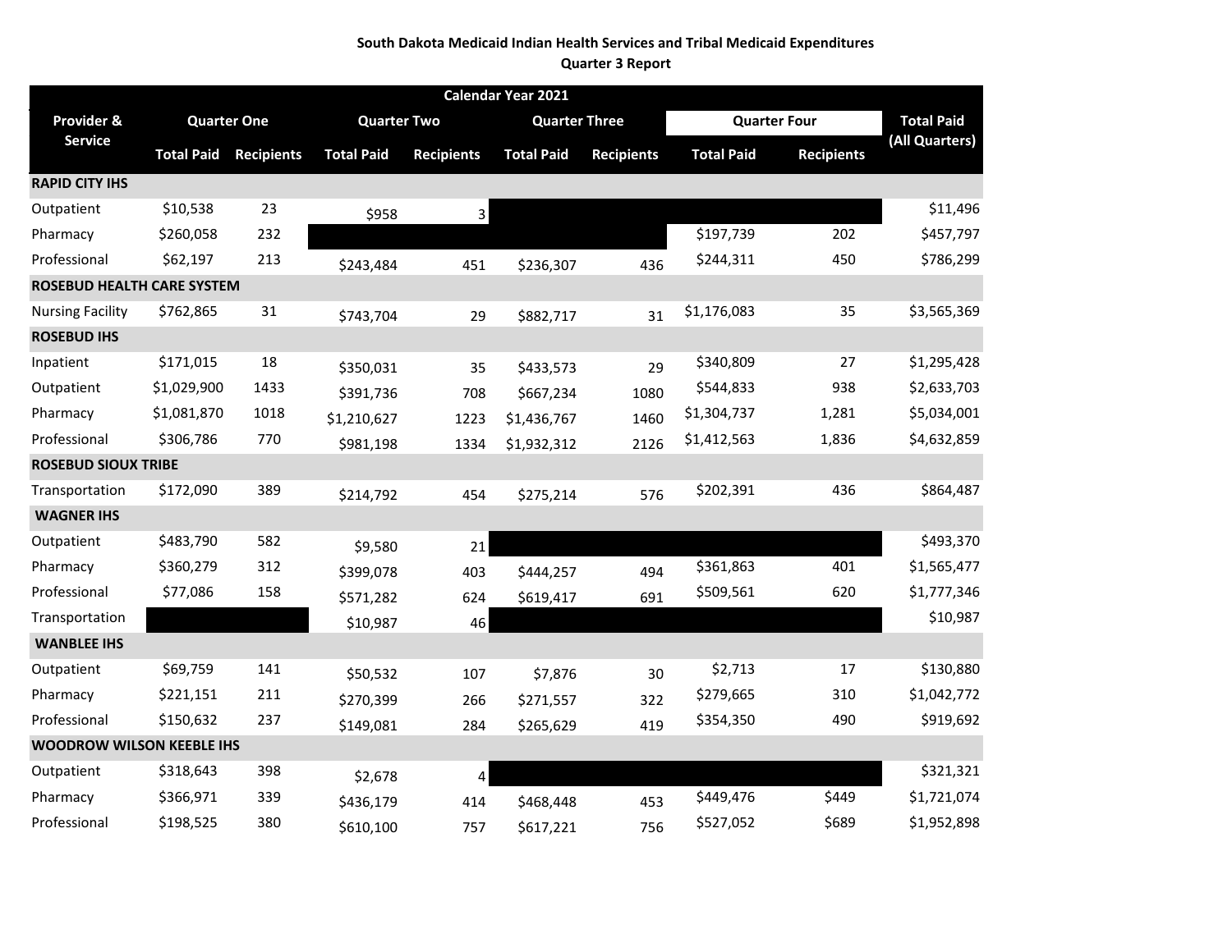**South Dakota Medicaid Indian Health Services and Tribal Medicaid Expenditures**
**Quarter 3 Report**

| Provider & Service | Calendar Year 2021 | | | | | | | | Total Paid (All Quarters) |
|---|---|---|---|---|---|---|---|---|---|
| | Quarter One | | Quarter Two | | Quarter Three | | Quarter Four | | |
| | Total Paid | Recipients | Total Paid | Recipients | Total Paid | Recipients | Total Paid | Recipients | |
| **RAPID CITY IHS** | | | | | | | | | |
| Outpatient | $10,538 | 23 | $958 | 3 | | | | | $11,496 |
| Pharmacy | $260,058 | 232 | | | | | $197,739 | 202 | $457,797 |
| Professional | $62,197 | 213 | $243,484 | 451 | $236,307 | 436 | $244,311 | 450 | $786,299 |
| **ROSEBUD HEALTH CARE SYSTEM** | | | | | | | | | |
| Nursing Facility | $762,865 | 31 | $743,704 | 29 | $882,717 | 31 | $1,176,083 | 35 | $3,565,369 |
| **ROSEBUD IHS** | | | | | | | | | |
| Inpatient | $171,015 | 18 | $350,031 | 35 | $433,573 | 29 | $340,809 | 27 | $1,295,428 |
| Outpatient | $1,029,900 | 1433 | $391,736 | 708 | $667,234 | 1080 | $544,833 | 938 | $2,633,703 |
| Pharmacy | $1,081,870 | 1018 | $1,210,627 | 1223 | $1,436,767 | 1460 | $1,304,737 | 1,281 | $5,034,001 |
| Professional | $306,786 | 770 | $981,198 | 1334 | $1,932,312 | 2126 | $1,412,563 | 1,836 | $4,632,859 |
| **ROSEBUD SIOUX TRIBE** | | | | | | | | | |
| Transportation | $172,090 | 389 | $214,792 | 454 | $275,214 | 576 | $202,391 | 436 | $864,487 |
| **WAGNER IHS** | | | | | | | | | |
| Outpatient | $483,790 | 582 | $9,580 | 21 | | | | | $493,370 |
| Pharmacy | $360,279 | 312 | $399,078 | 403 | $444,257 | 494 | $361,863 | 401 | $1,565,477 |
| Professional | $77,086 | 158 | $571,282 | 624 | $619,417 | 691 | $509,561 | 620 | $1,777,346 |
| Transportation | | | $10,987 | 46 | | | | | $10,987 |
| **WANBLEE IHS** | | | | | | | | | |
| Outpatient | $69,759 | 141 | $50,532 | 107 | $7,876 | 30 | $2,713 | 17 | $130,880 |
| Pharmacy | $221,151 | 211 | $270,399 | 266 | $271,557 | 322 | $279,665 | 310 | $1,042,772 |
| Professional | $150,632 | 237 | $149,081 | 284 | $265,629 | 419 | $354,350 | 490 | $919,692 |
| **WOODROW WILSON KEEBLE IHS** | | | | | | | | | |
| Outpatient | $318,643 | 398 | $2,678 | 4 | | | | | $321,321 |
| Pharmacy | $366,971 | 339 | $436,179 | 414 | $468,448 | 453 | $449,476 | $449 | $1,721,074 |
| Professional | $198,525 | 380 | $610,100 | 757 | $617,221 | 756 | $527,052 | $689 | $1,952,898 |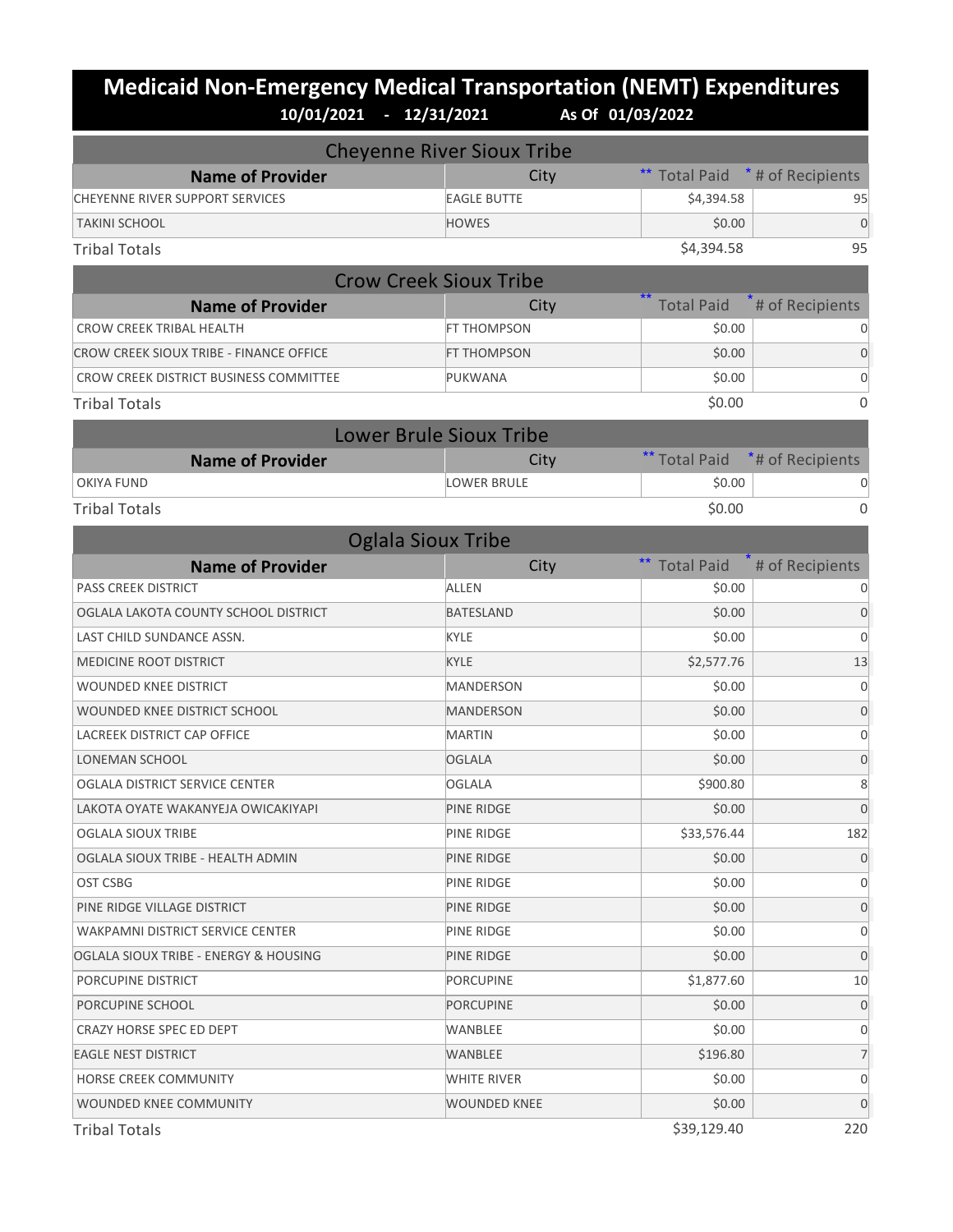# Medicaid Non-Emergency Medical Transportation (NEMT) Expenditures

**10/01/2021 - 12/31/2021 As Of 01/03/2022**

## Cheyenne River Sioux Tribe

| Name of Provider | City | ** Total Paid | * # of Recipients |
|---|---|---|---|
| CHEYENNE RIVER SUPPORT SERVICES | EAGLE BUTTE | $4,394.58 | 95 |
| TAKINI SCHOOL | HOWES | $0.00 | 0 |
| Tribal Totals | | $4,394.58 | 95 |

## Crow Creek Sioux Tribe

| Name of Provider | City | ** Total Paid | * # of Recipients |
|---|---|---|---|
| CROW CREEK TRIBAL HEALTH | FT THOMPSON | $0.00 | 0 |
| CROW CREEK SIOUX TRIBE - FINANCE OFFICE | FT THOMPSON | $0.00 | 0 |
| CROW CREEK DISTRICT BUSINESS COMMITTEE | PUKWANA | $0.00 | 0 |
| Tribal Totals | | $0.00 | 0 |

## Lower Brule Sioux Tribe

| Name of Provider | City | ** Total Paid | * # of Recipients |
|---|---|---|---|
| OKIYA FUND | LOWER BRULE | $0.00 | 0 |
| Tribal Totals | | $0.00 | 0 |

## Oglala Sioux Tribe

| Name of Provider | City | ** Total Paid | * # of Recipients |
|---|---|---|---|
| PASS CREEK DISTRICT | ALLEN | $0.00 | 0 |
| OGLALA LAKOTA COUNTY SCHOOL DISTRICT | BATESLAND | $0.00 | 0 |
| LAST CHILD SUNDANCE ASSN. | KYLE | $0.00 | 0 |
| MEDICINE ROOT DISTRICT | KYLE | $2,577.76 | 13 |
| WOUNDED KNEE DISTRICT | MANDERSON | $0.00 | 0 |
| WOUNDED KNEE DISTRICT SCHOOL | MANDERSON | $0.00 | 0 |
| LACREEK DISTRICT CAP OFFICE | MARTIN | $0.00 | 0 |
| LONEMAN SCHOOL | OGLALA | $0.00 | 0 |
| OGLALA DISTRICT SERVICE CENTER | OGLALA | $900.80 | 8 |
| LAKOTA OYATE WAKANYEJA OWICAKIYAPI | PINE RIDGE | $0.00 | 0 |
| OGLALA SIOUX TRIBE | PINE RIDGE | $33,576.44 | 182 |
| OGLALA SIOUX TRIBE - HEALTH ADMIN | PINE RIDGE | $0.00 | 0 |
| OST CSBG | PINE RIDGE | $0.00 | 0 |
| PINE RIDGE VILLAGE DISTRICT | PINE RIDGE | $0.00 | 0 |
| WAKPAMNI DISTRICT SERVICE CENTER | PINE RIDGE | $0.00 | 0 |
| OGLALA SIOUX TRIBE - ENERGY & HOUSING | PINE RIDGE | $0.00 | 0 |
| PORCUPINE DISTRICT | PORCUPINE | $1,877.60 | 10 |
| PORCUPINE SCHOOL | PORCUPINE | $0.00 | 0 |
| CRAZY HORSE SPEC ED DEPT | WANBLEE | $0.00 | 0 |
| EAGLE NEST DISTRICT | WANBLEE | $196.80 | 7 |
| HORSE CREEK COMMUNITY | WHITE RIVER | $0.00 | 0 |
| WOUNDED KNEE COMMUNITY | WOUNDED KNEE | $0.00 | 0 |
| Tribal Totals | | $39,129.40 | 220 |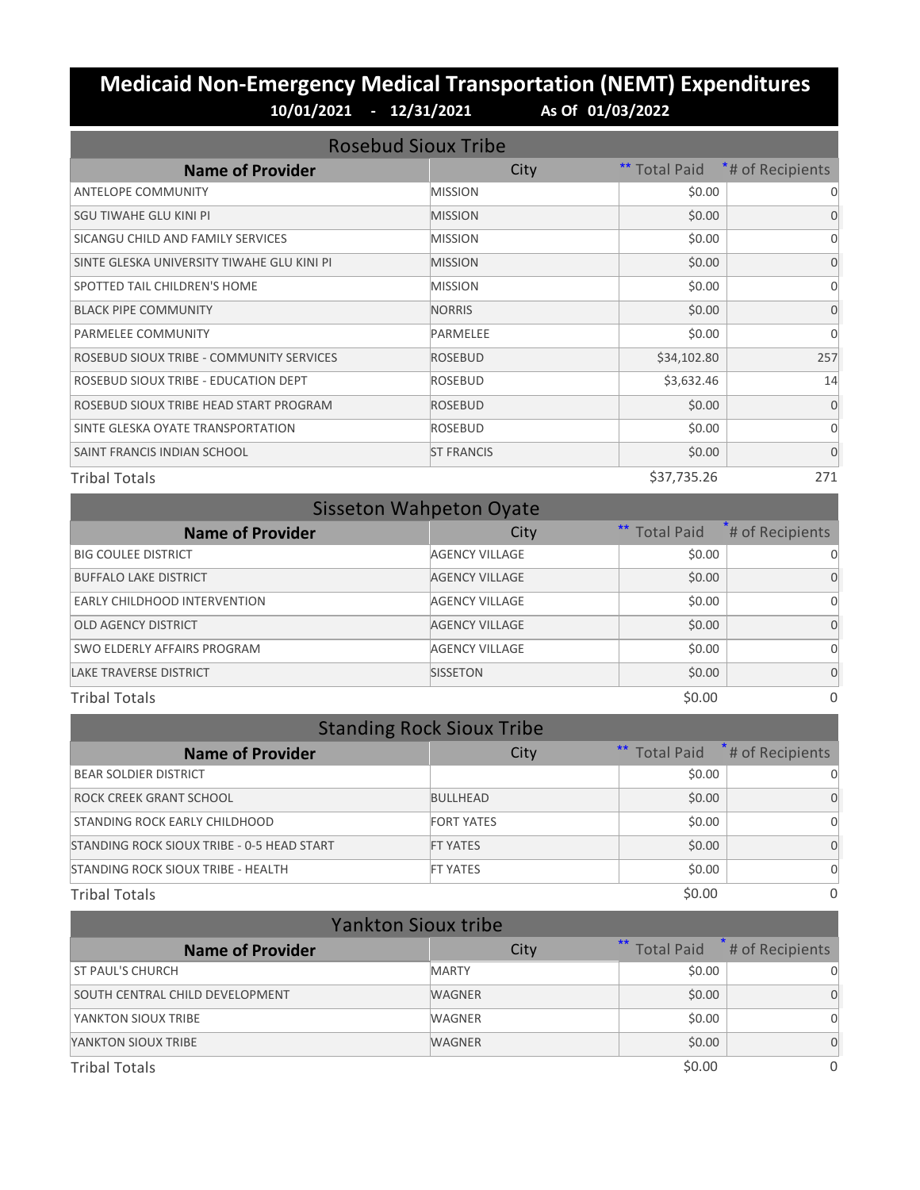# Medicaid Non-Emergency Medical Transportation (NEMT) Expenditures

**10/01/2021 - 12/31/2021 As Of 01/03/2022**

## Rosebud Sioux Tribe

| Name of Provider | City | ** Total Paid | * # of Recipients |
|---|---|---|---|
| ANTELOPE COMMUNITY | MISSION | $0.00 | 0 |
| SGU TIWAHE GLU KINI PI | MISSION | $0.00 | 0 |
| SICANGU CHILD AND FAMILY SERVICES | MISSION | $0.00 | 0 |
| SINTE GLESKA UNIVERSITY TIWAHE GLU KINI PI | MISSION | $0.00 | 0 |
| SPOTTED TAIL CHILDREN'S HOME | MISSION | $0.00 | 0 |
| BLACK PIPE COMMUNITY | NORRIS | $0.00 | 0 |
| PARMELEE COMMUNITY | PARMELEE | $0.00 | 0 |
| ROSEBUD SIOUX TRIBE - COMMUNITY SERVICES | ROSEBUD | $34,102.80 | 257 |
| ROSEBUD SIOUX TRIBE - EDUCATION DEPT | ROSEBUD | $3,632.46 | 14 |
| ROSEBUD SIOUX TRIBE HEAD START PROGRAM | ROSEBUD | $0.00 | 0 |
| SINTE GLESKA OYATE TRANSPORTATION | ROSEBUD | $0.00 | 0 |
| SAINT FRANCIS INDIAN SCHOOL | ST FRANCIS | $0.00 | 0 |
| Tribal Totals | | $37,735.26 | 271 |

## Sisseton Wahpeton Oyate

| Name of Provider | City | ** Total Paid | * # of Recipients |
|---|---|---|---|
| BIG COULEE DISTRICT | AGENCY VILLAGE | $0.00 | 0 |
| BUFFALO LAKE DISTRICT | AGENCY VILLAGE | $0.00 | 0 |
| EARLY CHILDHOOD INTERVENTION | AGENCY VILLAGE | $0.00 | 0 |
| OLD AGENCY DISTRICT | AGENCY VILLAGE | $0.00 | 0 |
| SWO ELDERLY AFFAIRS PROGRAM | AGENCY VILLAGE | $0.00 | 0 |
| LAKE TRAVERSE DISTRICT | SISSETON | $0.00 | 0 |
| Tribal Totals | | $0.00 | 0 |

## Standing Rock Sioux Tribe

| Name of Provider | City | ** Total Paid | * # of Recipients |
|---|---|---|---|
| BEAR SOLDIER DISTRICT | | $0.00 | 0 |
| ROCK CREEK GRANT SCHOOL | BULLHEAD | $0.00 | 0 |
| STANDING ROCK EARLY CHILDHOOD | FORT YATES | $0.00 | 0 |
| STANDING ROCK SIOUX TRIBE - 0-5 HEAD START | FT YATES | $0.00 | 0 |
| STANDING ROCK SIOUX TRIBE - HEALTH | FT YATES | $0.00 | 0 |
| Tribal Totals | | $0.00 | 0 |

## Yankton Sioux tribe

| Name of Provider | City | ** Total Paid | * # of Recipients |
|---|---|---|---|
| ST PAUL'S CHURCH | MARTY | $0.00 | 0 |
| SOUTH CENTRAL CHILD DEVELOPMENT | WAGNER | $0.00 | 0 |
| YANKTON SIOUX TRIBE | WAGNER | $0.00 | 0 |
| YANKTON SIOUX TRIBE | WAGNER | $0.00 | 0 |
| Tribal Totals | | $0.00 | 0 |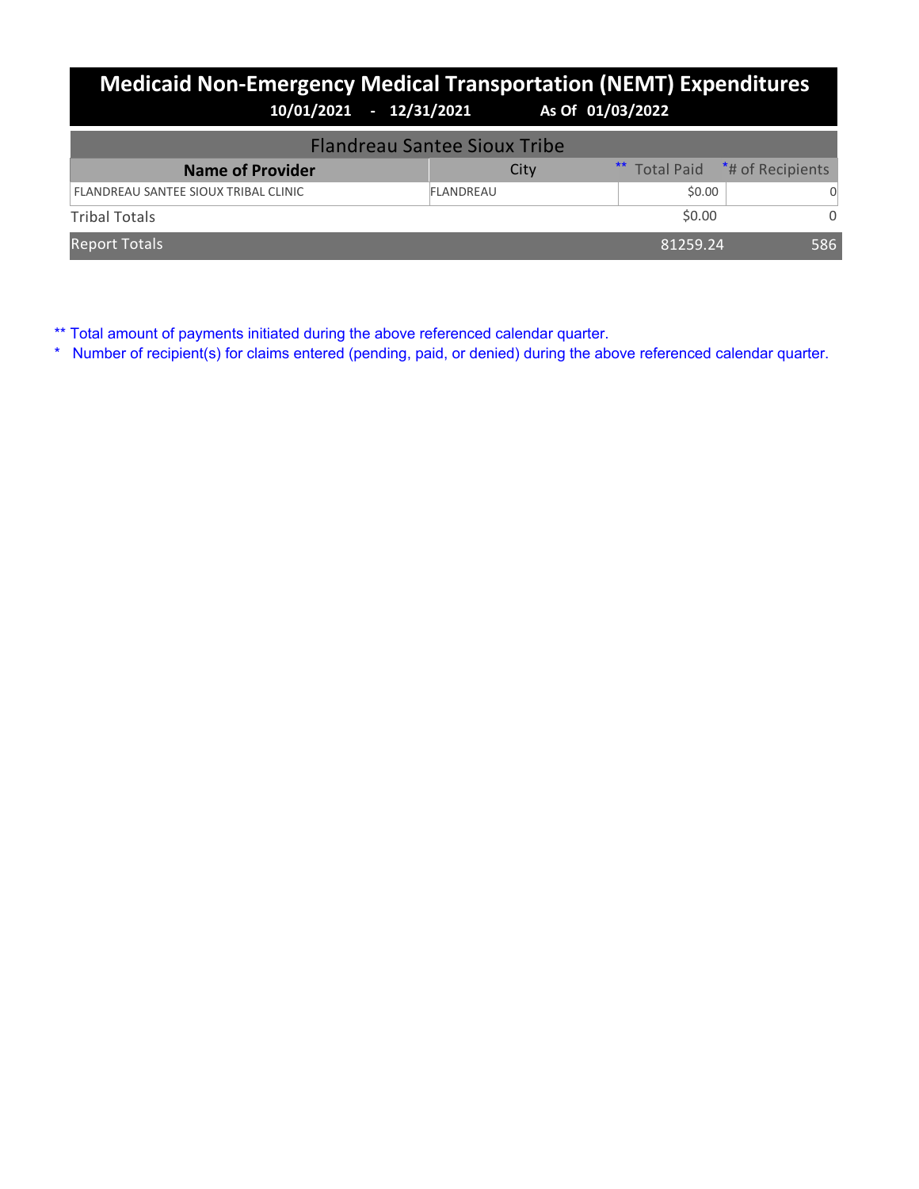# Medicaid Non-Emergency Medical Transportation (NEMT) Expenditures

**10/01/2021 - 12/31/2021 As Of 01/03/2022**

## Flandreau Santee Sioux Tribe

| Name of Provider | City | ** Total Paid | *# of Recipients |
|---|---|---|---|
| FLANDREAU SANTEE SIOUX TRIBAL CLINIC | FLANDREAU | $0.00 | 0 |
| Tribal Totals | | $0.00 | 0 |
| Report Totals | | 81259.24 | 586 |

** Total amount of payments initiated during the above referenced calendar quarter.

* Number of recipient(s) for claims entered (pending, paid, or denied) during the above referenced calendar quarter.